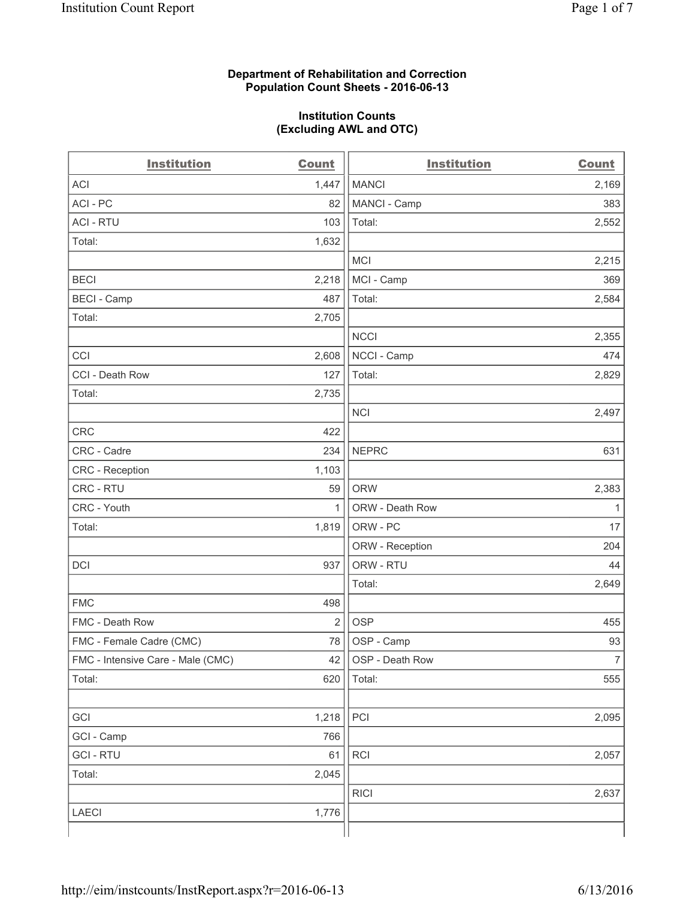**Department of Rehabilitation and Correction**
**Population Count Sheets - 2016-06-13**

**Institution Counts**
**(Excluding AWL and OTC)**

| Institution | Count | Institution | Count |
|---|---|---|---|
| ACI | 1,447 | MANCI | 2,169 |
| ACI - PC | 82 | MANCI - Camp | 383 |
| ACI - RTU | 103 | Total: | 2,552 |
| Total: | 1,632 | | |
| | | MCI | 2,215 |
| BECI | 2,218 | MCI - Camp | 369 |
| BECI - Camp | 487 | Total: | 2,584 |
| Total: | 2,705 | | |
| | | NCCI | 2,355 |
| CCI | 2,608 | NCCI - Camp | 474 |
| CCI - Death Row | 127 | Total: | 2,829 |
| Total: | 2,735 | | |
| | | NCI | 2,497 |
| CRC | 422 | | |
| CRC - Cadre | 234 | NEPRC | 631 |
| CRC - Reception | 1,103 | | |
| CRC - RTU | 59 | ORW | 2,383 |
| CRC - Youth | 1 | ORW - Death Row | 1 |
| Total: | 1,819 | ORW - PC | 17 |
| | | ORW - Reception | 204 |
| DCI | 937 | ORW - RTU | 44 |
| | | Total: | 2,649 |
| FMC | 498 | | |
| FMC - Death Row | 2 | OSP | 455 |
| FMC - Female Cadre (CMC) | 78 | OSP - Camp | 93 |
| FMC - Intensive Care - Male (CMC) | 42 | OSP - Death Row | 7 |
| Total: | 620 | Total: | 555 |
| | | | |
| GCI | 1,218 | PCI | 2,095 |
| GCI - Camp | 766 | | |
| GCI - RTU | 61 | RCI | 2,057 |
| Total: | 2,045 | | |
| | | RICI | 2,637 |
| LAECI | 1,776 | | |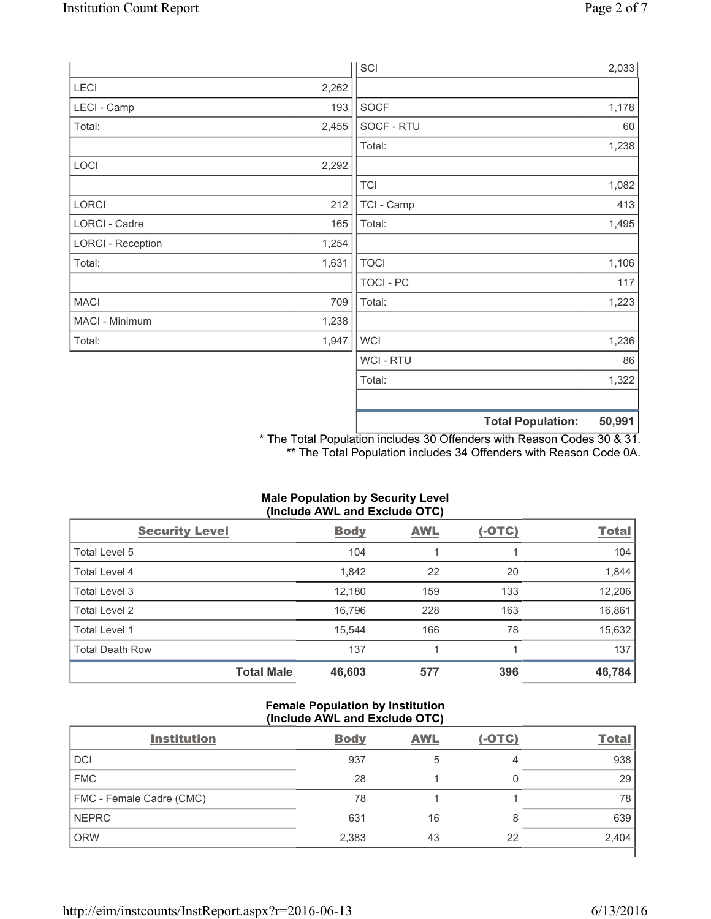| | |
|---|---|
| LECI | 2,262 |
| LECI - Camp | 193 |
| Total: | 2,455 |
| | |
| LOCI | 2,292 |
| | |
| LORCI | 212 |
| LORCI - Cadre | 165 |
| LORCI - Reception | 1,254 |
| Total: | 1,631 |
| | |
| MACI | 709 |
| MACI - Minimum | 1,238 |
| Total: | 1,947 |

| | |
|---|---|
| SCI | 2,033 |
| | |
| SOCF | 1,178 |
| SOCF - RTU | 60 |
| Total: | 1,238 |
| | |
| TCI | 1,082 |
| TCI - Camp | 413 |
| Total: | 1,495 |
| | |
| TOCI | 1,106 |
| TOCI - PC | 117 |
| Total: | 1,223 |
| | |
| WCI | 1,236 |
| WCI - RTU | 86 |
| Total: | 1,322 |
| | |
| **Total Population:** | **50,991** |

\* The Total Population includes 30 Offenders with Reason Codes 30 & 31.
\*\* The Total Population includes 34 Offenders with Reason Code 0A.

**Male Population by Security Level (Include AWL and Exclude OTC)**

| Security Level | Body | AWL | (-OTC) | Total |
|---|---|---|---|---|
| Total Level 5 | 104 | 1 | 1 | 104 |
| Total Level 4 | 1,842 | 22 | 20 | 1,844 |
| Total Level 3 | 12,180 | 159 | 133 | 12,206 |
| Total Level 2 | 16,796 | 228 | 163 | 16,861 |
| Total Level 1 | 15,544 | 166 | 78 | 15,632 |
| Total Death Row | 137 | 1 | 1 | 137 |
| **Total Male** | **46,603** | **577** | **396** | **46,784** |

**Female Population by Institution (Include AWL and Exclude OTC)**

| Institution | Body | AWL | (-OTC) | Total |
|---|---|---|---|---|
| DCI | 937 | 5 | 4 | 938 |
| FMC | 28 | 1 | 0 | 29 |
| FMC - Female Cadre (CMC) | 78 | 1 | 1 | 78 |
| NEPRC | 631 | 16 | 8 | 639 |
| ORW | 2,383 | 43 | 22 | 2,404 |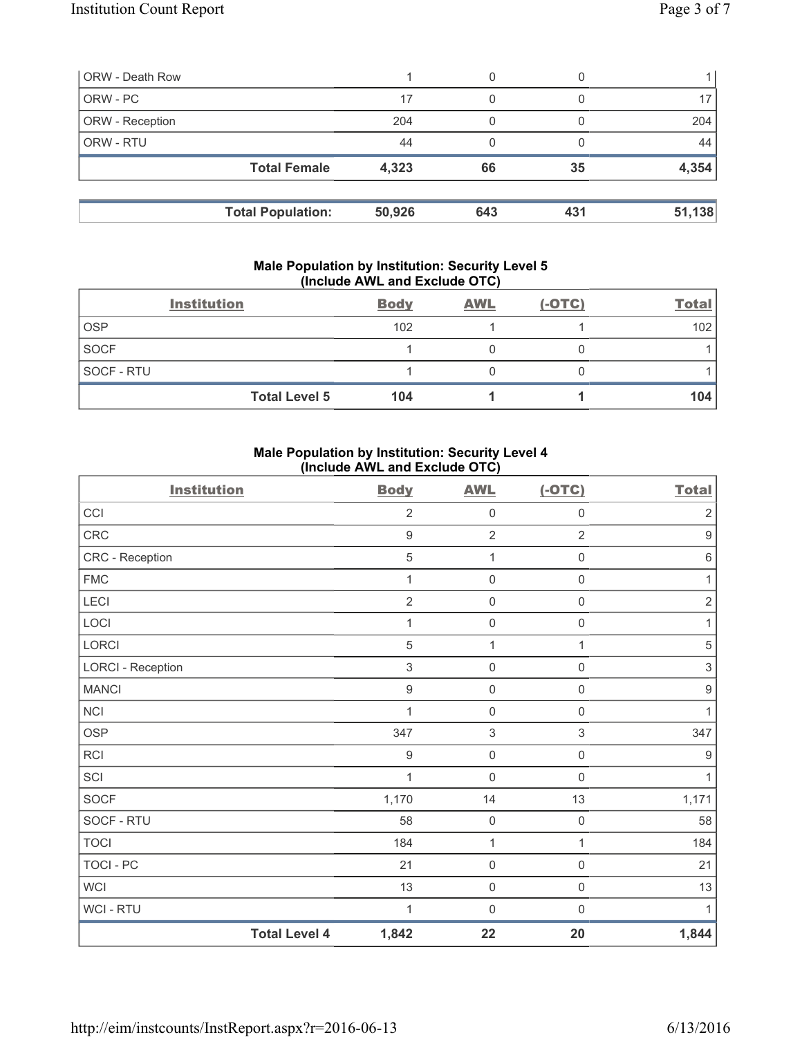| | | | | |
|---|---|---|---|---|
| ORW - Death Row | 1 | 0 | 0 | 1 |
| ORW - PC | 17 | 0 | 0 | 17 |
| ORW - Reception | 204 | 0 | 0 | 204 |
| ORW - RTU | 44 | 0 | 0 | 44 |
| **Total Female** | **4,323** | **66** | **35** | **4,354** |

| | | | | |
|---|---|---|---|---|
| **Total Population:** | **50,926** | **643** | **431** | **51,138** |

### Male Population by Institution: Security Level 5 (Include AWL and Exclude OTC)

| Institution | Body | AWL | (-OTC) | Total |
|---|---|---|---|---|
| OSP | 102 | 1 | 1 | 102 |
| SOCF | 1 | 0 | 0 | 1 |
| SOCF - RTU | 1 | 0 | 0 | 1 |
| **Total Level 5** | **104** | **1** | **1** | **104** |

### Male Population by Institution: Security Level 4 (Include AWL and Exclude OTC)

| Institution | Body | AWL | (-OTC) | Total |
|---|---|---|---|---|
| CCI | 2 | 0 | 0 | 2 |
| CRC | 9 | 2 | 2 | 9 |
| CRC - Reception | 5 | 1 | 0 | 6 |
| FMC | 1 | 0 | 0 | 1 |
| LECI | 2 | 0 | 0 | 2 |
| LOCI | 1 | 0 | 0 | 1 |
| LORCI | 5 | 1 | 1 | 5 |
| LORCI - Reception | 3 | 0 | 0 | 3 |
| MANCI | 9 | 0 | 0 | 9 |
| NCI | 1 | 0 | 0 | 1 |
| OSP | 347 | 3 | 3 | 347 |
| RCI | 9 | 0 | 0 | 9 |
| SCI | 1 | 0 | 0 | 1 |
| SOCF | 1,170 | 14 | 13 | 1,171 |
| SOCF - RTU | 58 | 0 | 0 | 58 |
| TOCI | 184 | 1 | 1 | 184 |
| TOCI - PC | 21 | 0 | 0 | 21 |
| WCI | 13 | 0 | 0 | 13 |
| WCI - RTU | 1 | 0 | 0 | 1 |
| **Total Level 4** | **1,842** | **22** | **20** | **1,844** |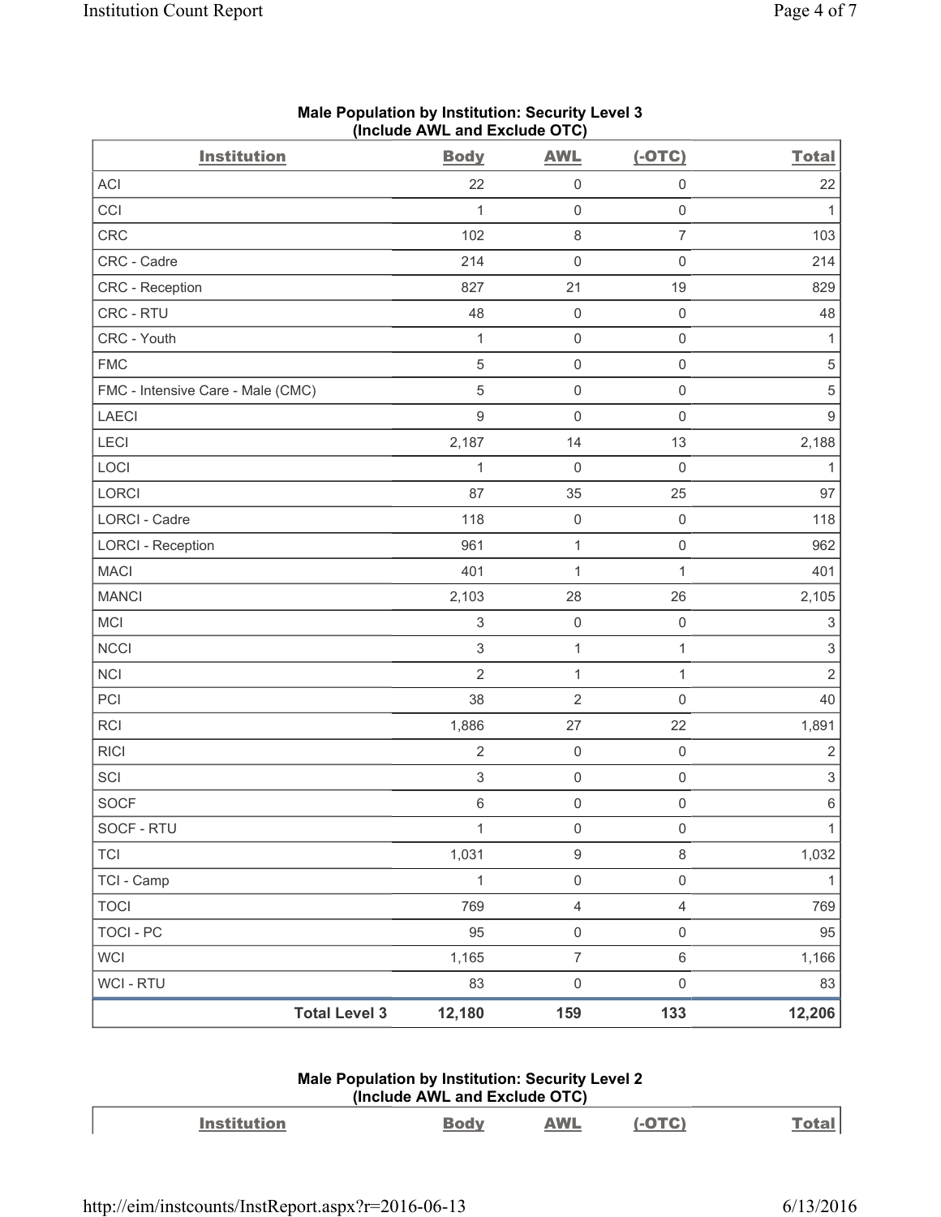## Male Population by Institution: Security Level 3
### (Include AWL and Exclude OTC)

| Institution | Body | AWL | (-OTC) | Total |
|---|---|---|---|---|
| ACI | 22 | 0 | 0 | 22 |
| CCI | 1 | 0 | 0 | 1 |
| CRC | 102 | 8 | 7 | 103 |
| CRC - Cadre | 214 | 0 | 0 | 214 |
| CRC - Reception | 827 | 21 | 19 | 829 |
| CRC - RTU | 48 | 0 | 0 | 48 |
| CRC - Youth | 1 | 0 | 0 | 1 |
| FMC | 5 | 0 | 0 | 5 |
| FMC - Intensive Care - Male (CMC) | 5 | 0 | 0 | 5 |
| LAECI | 9 | 0 | 0 | 9 |
| LECI | 2,187 | 14 | 13 | 2,188 |
| LOCI | 1 | 0 | 0 | 1 |
| LORCI | 87 | 35 | 25 | 97 |
| LORCI - Cadre | 118 | 0 | 0 | 118 |
| LORCI - Reception | 961 | 1 | 0 | 962 |
| MACI | 401 | 1 | 1 | 401 |
| MANCI | 2,103 | 28 | 26 | 2,105 |
| MCI | 3 | 0 | 0 | 3 |
| NCCI | 3 | 1 | 1 | 3 |
| NCI | 2 | 1 | 1 | 2 |
| PCI | 38 | 2 | 0 | 40 |
| RCI | 1,886 | 27 | 22 | 1,891 |
| RICI | 2 | 0 | 0 | 2 |
| SCI | 3 | 0 | 0 | 3 |
| SOCF | 6 | 0 | 0 | 6 |
| SOCF - RTU | 1 | 0 | 0 | 1 |
| TCI | 1,031 | 9 | 8 | 1,032 |
| TCI - Camp | 1 | 0 | 0 | 1 |
| TOCI | 769 | 4 | 4 | 769 |
| TOCI - PC | 95 | 0 | 0 | 95 |
| WCI | 1,165 | 7 | 6 | 1,166 |
| WCI - RTU | 83 | 0 | 0 | 83 |
| **Total Level 3** | **12,180** | **159** | **133** | **12,206** |

## Male Population by Institution: Security Level 2
### (Include AWL and Exclude OTC)

| Institution | Body | AWL | (-OTC) | Total |
|---|---|---|---|---|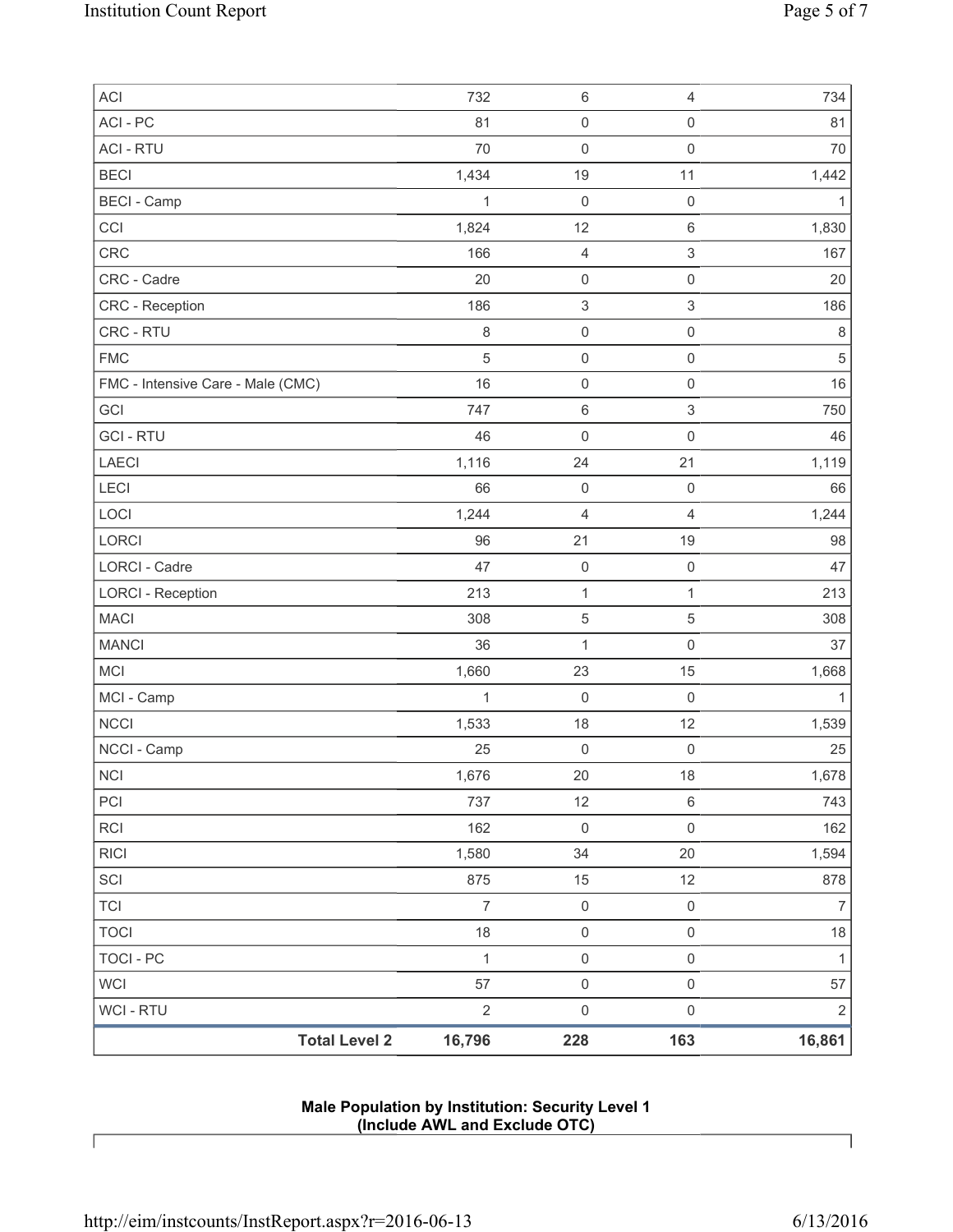| | | | |
|---|---|---|---|
| ACI | 732 | 6 | 4 | 734 |
| ACI - PC | 81 | 0 | 0 | 81 |
| ACI - RTU | 70 | 0 | 0 | 70 |
| BECI | 1,434 | 19 | 11 | 1,442 |
| BECI - Camp | 1 | 0 | 0 | 1 |
| CCI | 1,824 | 12 | 6 | 1,830 |
| CRC | 166 | 4 | 3 | 167 |
| CRC - Cadre | 20 | 0 | 0 | 20 |
| CRC - Reception | 186 | 3 | 3 | 186 |
| CRC - RTU | 8 | 0 | 0 | 8 |
| FMC | 5 | 0 | 0 | 5 |
| FMC - Intensive Care - Male (CMC) | 16 | 0 | 0 | 16 |
| GCI | 747 | 6 | 3 | 750 |
| GCI - RTU | 46 | 0 | 0 | 46 |
| LAECI | 1,116 | 24 | 21 | 1,119 |
| LECI | 66 | 0 | 0 | 66 |
| LOCI | 1,244 | 4 | 4 | 1,244 |
| LORCI | 96 | 21 | 19 | 98 |
| LORCI - Cadre | 47 | 0 | 0 | 47 |
| LORCI - Reception | 213 | 1 | 1 | 213 |
| MACI | 308 | 5 | 5 | 308 |
| MANCI | 36 | 1 | 0 | 37 |
| MCI | 1,660 | 23 | 15 | 1,668 |
| MCI - Camp | 1 | 0 | 0 | 1 |
| NCCI | 1,533 | 18 | 12 | 1,539 |
| NCCI - Camp | 25 | 0 | 0 | 25 |
| NCI | 1,676 | 20 | 18 | 1,678 |
| PCI | 737 | 12 | 6 | 743 |
| RCI | 162 | 0 | 0 | 162 |
| RICI | 1,580 | 34 | 20 | 1,594 |
| SCI | 875 | 15 | 12 | 878 |
| TCI | 7 | 0 | 0 | 7 |
| TOCI | 18 | 0 | 0 | 18 |
| TOCI - PC | 1 | 0 | 0 | 1 |
| WCI | 57 | 0 | 0 | 57 |
| WCI - RTU | 2 | 0 | 0 | 2 |
| **Total Level 2** | **16,796** | **228** | **163** | **16,861** |

**Male Population by Institution: Security Level 1**
**(Include AWL and Exclude OTC)**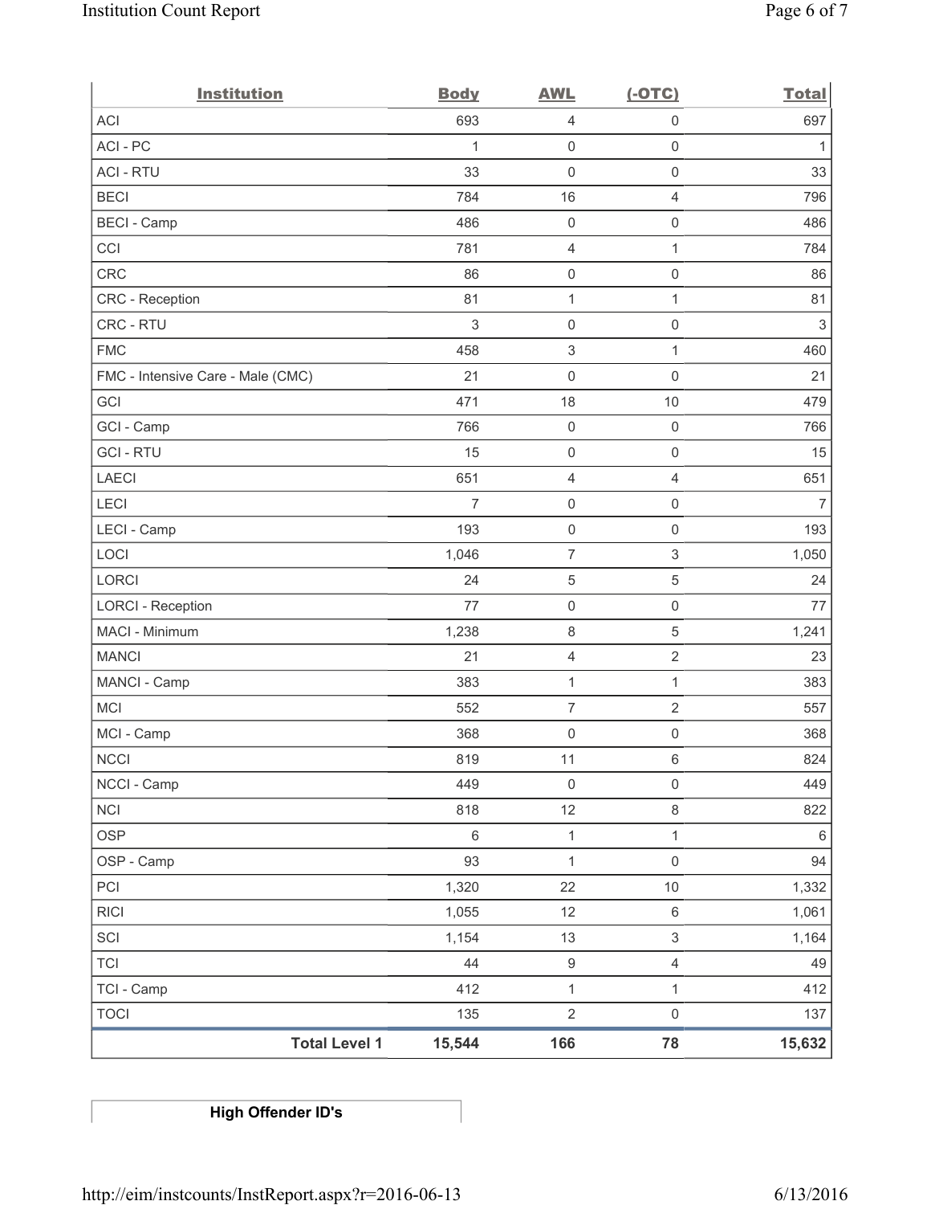| Institution | Body | AWL | (-OTC) | Total |
|---|---|---|---|---|
| ACI | 693 | 4 | 0 | 697 |
| ACI - PC | 1 | 0 | 0 | 1 |
| ACI - RTU | 33 | 0 | 0 | 33 |
| BECI | 784 | 16 | 4 | 796 |
| BECI - Camp | 486 | 0 | 0 | 486 |
| CCI | 781 | 4 | 1 | 784 |
| CRC | 86 | 0 | 0 | 86 |
| CRC - Reception | 81 | 1 | 1 | 81 |
| CRC - RTU | 3 | 0 | 0 | 3 |
| FMC | 458 | 3 | 1 | 460 |
| FMC - Intensive Care - Male (CMC) | 21 | 0 | 0 | 21 |
| GCI | 471 | 18 | 10 | 479 |
| GCI - Camp | 766 | 0 | 0 | 766 |
| GCI - RTU | 15 | 0 | 0 | 15 |
| LAECI | 651 | 4 | 4 | 651 |
| LECI | 7 | 0 | 0 | 7 |
| LECI - Camp | 193 | 0 | 0 | 193 |
| LOCI | 1,046 | 7 | 3 | 1,050 |
| LORCI | 24 | 5 | 5 | 24 |
| LORCI - Reception | 77 | 0 | 0 | 77 |
| MACI - Minimum | 1,238 | 8 | 5 | 1,241 |
| MANCI | 21 | 4 | 2 | 23 |
| MANCI - Camp | 383 | 1 | 1 | 383 |
| MCI | 552 | 7 | 2 | 557 |
| MCI - Camp | 368 | 0 | 0 | 368 |
| NCCI | 819 | 11 | 6 | 824 |
| NCCI - Camp | 449 | 0 | 0 | 449 |
| NCI | 818 | 12 | 8 | 822 |
| OSP | 6 | 1 | 1 | 6 |
| OSP - Camp | 93 | 1 | 0 | 94 |
| PCI | 1,320 | 22 | 10 | 1,332 |
| RICI | 1,055 | 12 | 6 | 1,061 |
| SCI | 1,154 | 13 | 3 | 1,164 |
| TCI | 44 | 9 | 4 | 49 |
| TCI - Camp | 412 | 1 | 1 | 412 |
| TOCI | 135 | 2 | 0 | 137 |
| **Total Level 1** | **15,544** | **166** | **78** | **15,632** |

**High Offender ID's**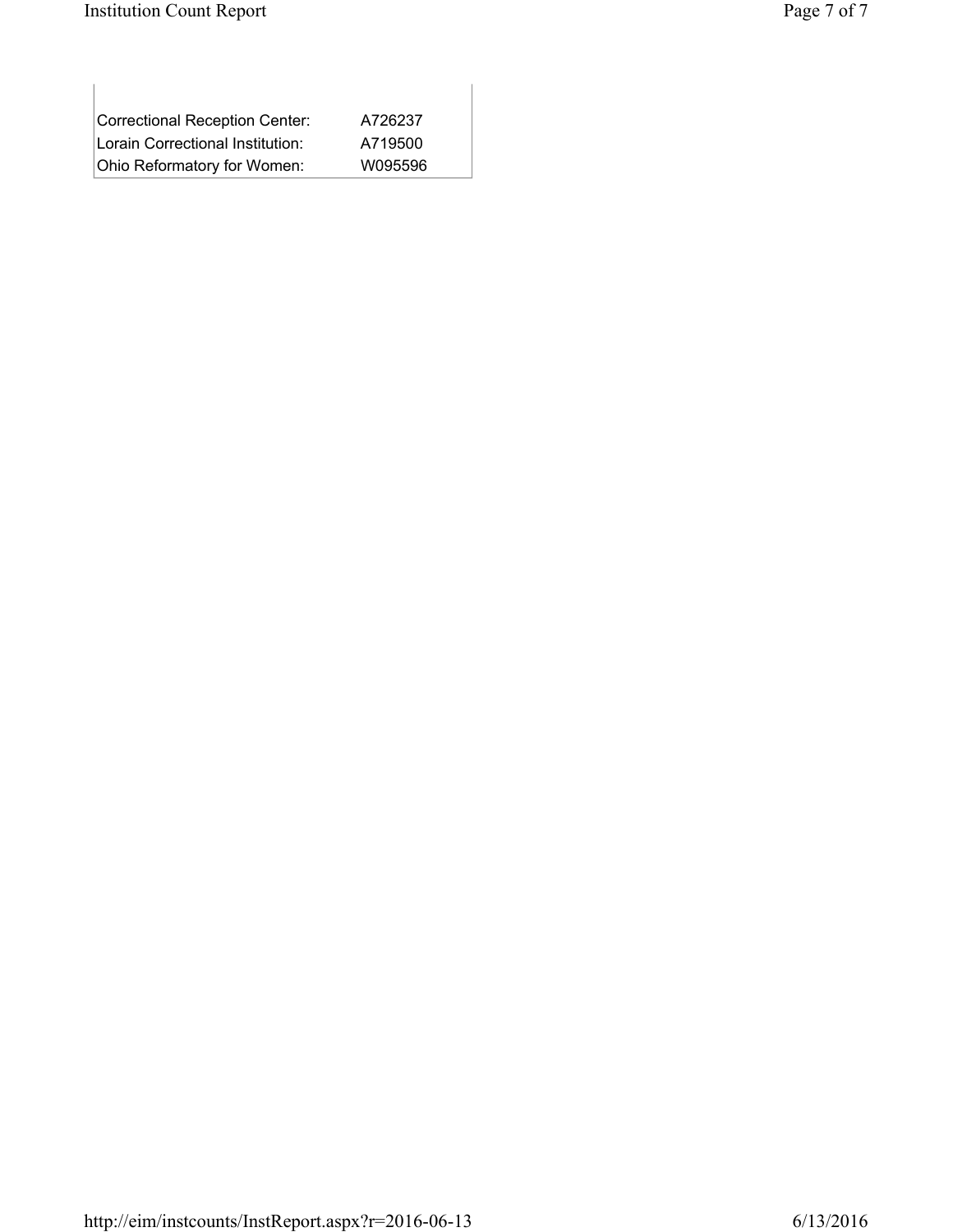| | |
|---|---|
| Correctional Reception Center: | A726237 |
| Lorain Correctional Institution: | A719500 |
| Ohio Reformatory for Women: | W095596 |